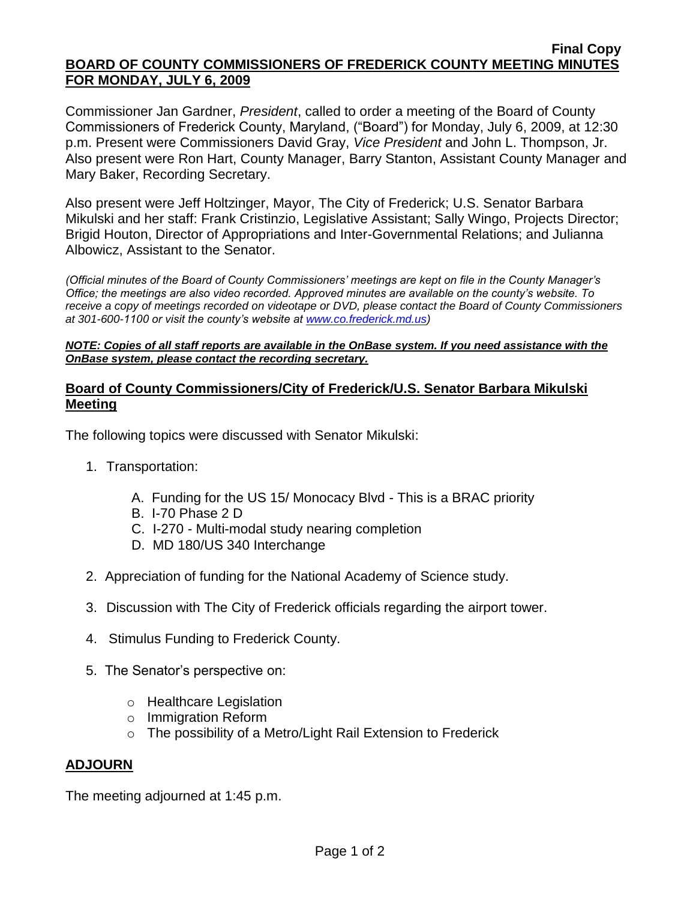**Final Copy**

# BOARD OF COUNTY COMMISSIONERS OF FREDERICK COUNTY MEETING MINUTES FOR MONDAY, JULY 6, 2009

Commissioner Jan Gardner, *President*, called to order a meeting of the Board of County Commissioners of Frederick County, Maryland, ("Board") for Monday, July 6, 2009, at 12:30 p.m. Present were Commissioners David Gray, *Vice President* and John L. Thompson, Jr. Also present were Ron Hart, County Manager, Barry Stanton, Assistant County Manager and Mary Baker, Recording Secretary.

Also present were Jeff Holtzinger, Mayor, The City of Frederick; U.S. Senator Barbara Mikulski and her staff: Frank Cristinzio, Legislative Assistant; Sally Wingo, Projects Director; Brigid Houton, Director of Appropriations and Inter-Governmental Relations; and Julianna Albowicz, Assistant to the Senator.

*(Official minutes of the Board of County Commissioners' meetings are kept on file in the County Manager's Office; the meetings are also video recorded. Approved minutes are available on the county's website. To receive a copy of meetings recorded on videotape or DVD, please contact the Board of County Commissioners at 301-600-1100 or visit the county's website at www.co.frederick.md.us)*

***NOTE: Copies of all staff reports are available in the OnBase system. If you need assistance with the OnBase system, please contact the recording secretary.***

## Board of County Commissioners/City of Frederick/U.S. Senator Barbara Mikulski Meeting

The following topics were discussed with Senator Mikulski:

1. Transportation:
   - A. Funding for the US 15/ Monocacy Blvd - This is a BRAC priority
   - B. I-70 Phase 2 D
   - C. I-270 - Multi-modal study nearing completion
   - D. MD 180/US 340 Interchange
2. Appreciation of funding for the National Academy of Science study.
3. Discussion with The City of Frederick officials regarding the airport tower.
4. Stimulus Funding to Frederick County.
5. The Senator's perspective on:
   - Healthcare Legislation
   - Immigration Reform
   - The possibility of a Metro/Light Rail Extension to Frederick

## ADJOURN

The meeting adjourned at 1:45 p.m.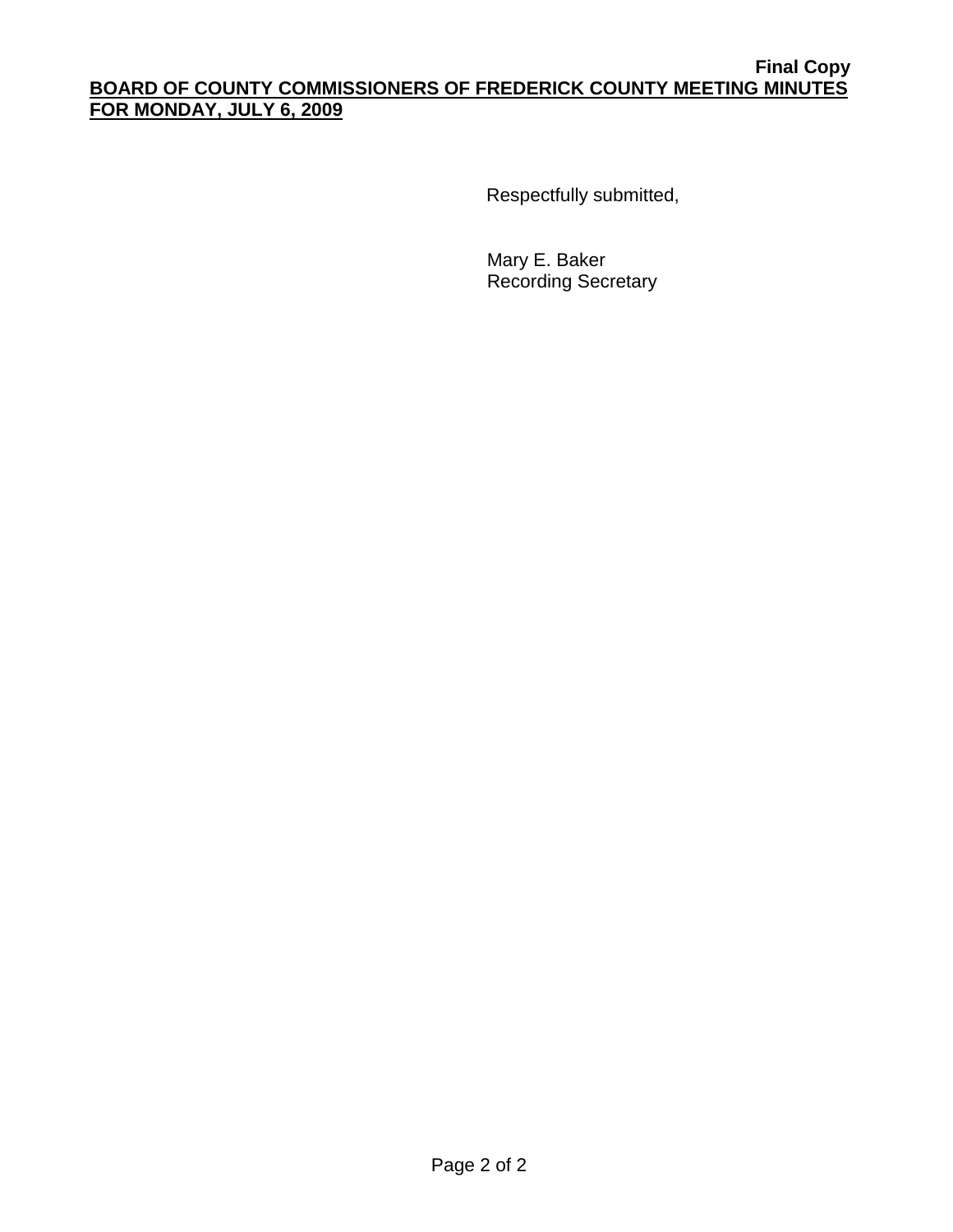Respectfully submitted,

Mary E. Baker
Recording Secretary